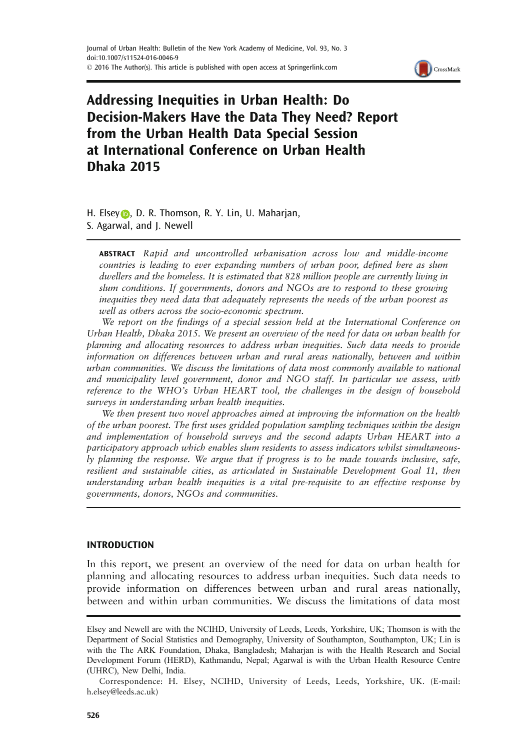# Addressing Inequities in Urban Health: Do Decision-Makers Have the Data They Need? Report from the Urban Health Data Special Session at International Conference on Urban Health Dhaka 2015

H. Elsey, D. R. Thomson, R. Y. Lin, U. Maharjan, S. Agarwal, and J. Newell

**ABSTRACT** *Rapid and uncontrolled urbanisation across low and middle-income countries is leading to ever expanding numbers of urban poor, defined here as slum dwellers and the homeless. It is estimated that 828 million people are currently living in slum conditions. If governments, donors and NGOs are to respond to these growing inequities they need data that adequately represents the needs of the urban poorest as well as others across the socio-economic spectrum.*

*We report on the findings of a special session held at the International Conference on Urban Health, Dhaka 2015. We present an overview of the need for data on urban health for planning and allocating resources to address urban inequities. Such data needs to provide information on differences between urban and rural areas nationally, between and within urban communities. We discuss the limitations of data most commonly available to national and municipality level government, donor and NGO staff. In particular we assess, with reference to the WHO's Urban HEART tool, the challenges in the design of household surveys in understanding urban health inequities.*

*We then present two novel approaches aimed at improving the information on the health of the urban poorest. The first uses gridded population sampling techniques within the design and implementation of household surveys and the second adapts Urban HEART into a participatory approach which enables slum residents to assess indicators whilst simultaneously planning the response. We argue that if progress is to be made towards inclusive, safe, resilient and sustainable cities, as articulated in Sustainable Development Goal 11, then understanding urban health inequities is a vital pre-requisite to an effective response by governments, donors, NGOs and communities.*

## INTRODUCTION

In this report, we present an overview of the need for data on urban health for planning and allocating resources to address urban inequities. Such data needs to provide information on differences between urban and rural areas nationally, between and within urban communities. We discuss the limitations of data most

Elsey and Newell are with the NCIHD, University of Leeds, Leeds, Yorkshire, UK; Thomson is with the Department of Social Statistics and Demography, University of Southampton, Southampton, UK; Lin is with the The ARK Foundation, Dhaka, Bangladesh; Maharjan is with the Health Research and Social Development Forum (HERD), Kathmandu, Nepal; Agarwal is with the Urban Health Resource Centre (UHRC), New Delhi, India.

Correspondence: H. Elsey, NCIHD, University of Leeds, Leeds, Yorkshire, UK. (E-mail: h.elsey@leeds.ac.uk)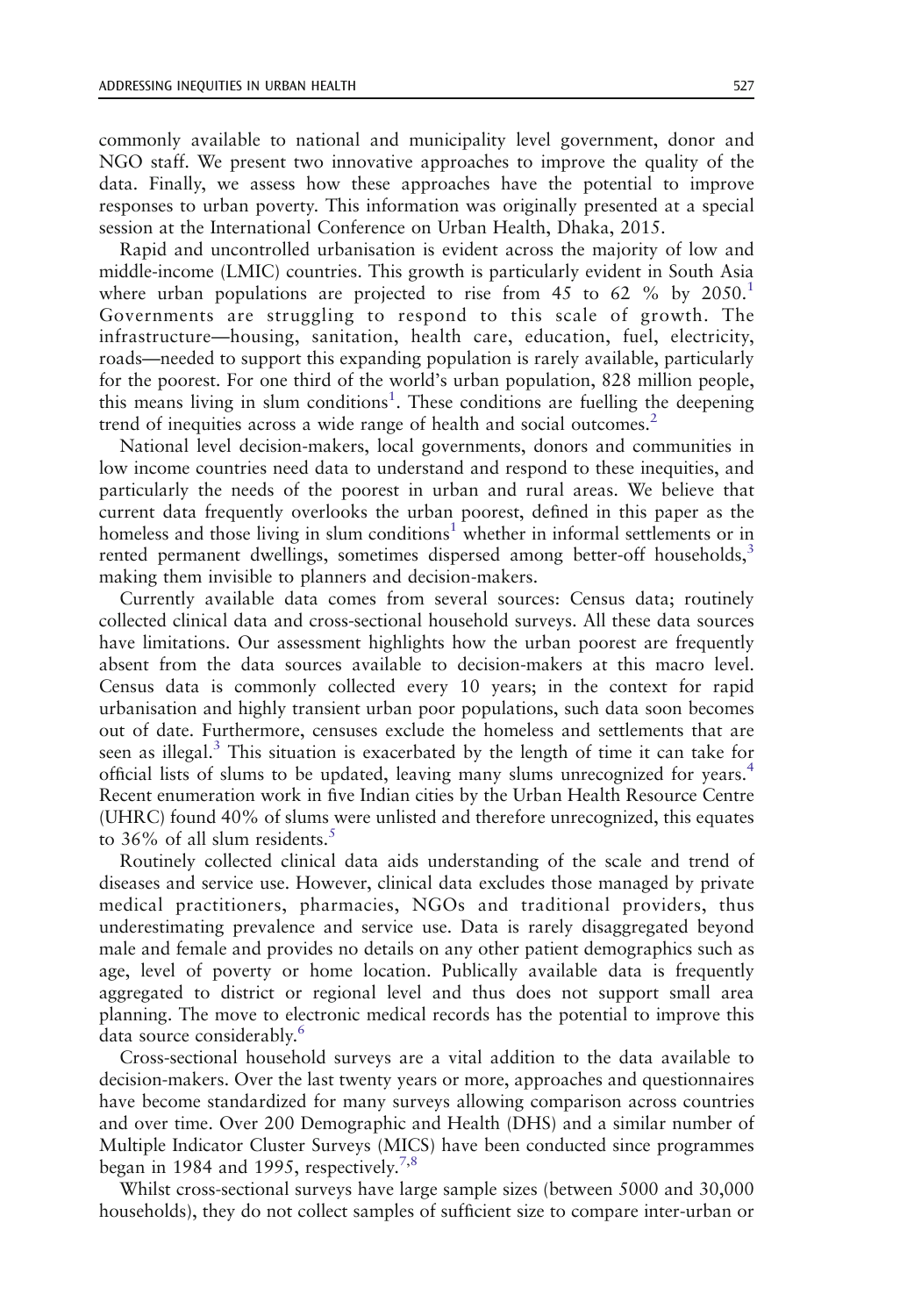commonly available to national and municipality level government, donor and NGO staff. We present two innovative approaches to improve the quality of the data. Finally, we assess how these approaches have the potential to improve responses to urban poverty. This information was originally presented at a special session at the International Conference on Urban Health, Dhaka, 2015.

Rapid and uncontrolled urbanisation is evident across the majority of low and middle-income (LMIC) countries. This growth is particularly evident in South Asia where urban populations are projected to rise from 45 to 62 % by 2050.[1] Governments are struggling to respond to this scale of growth. The infrastructure—housing, sanitation, health care, education, fuel, electricity, roads—needed to support this expanding population is rarely available, particularly for the poorest. For one third of the world's urban population, 828 million people, this means living in slum conditions[1]. These conditions are fuelling the deepening trend of inequities across a wide range of health and social outcomes.[2]

National level decision-makers, local governments, donors and communities in low income countries need data to understand and respond to these inequities, and particularly the needs of the poorest in urban and rural areas. We believe that current data frequently overlooks the urban poorest, defined in this paper as the homeless and those living in slum conditions[1] whether in informal settlements or in rented permanent dwellings, sometimes dispersed among better-off households,[3] making them invisible to planners and decision-makers.

Currently available data comes from several sources: Census data; routinely collected clinical data and cross-sectional household surveys. All these data sources have limitations. Our assessment highlights how the urban poorest are frequently absent from the data sources available to decision-makers at this macro level. Census data is commonly collected every 10 years; in the context for rapid urbanisation and highly transient urban poor populations, such data soon becomes out of date. Furthermore, censuses exclude the homeless and settlements that are seen as illegal.[3] This situation is exacerbated by the length of time it can take for official lists of slums to be updated, leaving many slums unrecognized for years.[4] Recent enumeration work in five Indian cities by the Urban Health Resource Centre (UHRC) found 40% of slums were unlisted and therefore unrecognized, this equates to 36% of all slum residents.[5]

Routinely collected clinical data aids understanding of the scale and trend of diseases and service use. However, clinical data excludes those managed by private medical practitioners, pharmacies, NGOs and traditional providers, thus underestimating prevalence and service use. Data is rarely disaggregated beyond male and female and provides no details on any other patient demographics such as age, level of poverty or home location. Publically available data is frequently aggregated to district or regional level and thus does not support small area planning. The move to electronic medical records has the potential to improve this data source considerably.[6]

Cross-sectional household surveys are a vital addition to the data available to decision-makers. Over the last twenty years or more, approaches and questionnaires have become standardized for many surveys allowing comparison across countries and over time. Over 200 Demographic and Health (DHS) and a similar number of Multiple Indicator Cluster Surveys (MICS) have been conducted since programmes began in 1984 and 1995, respectively.[7,8]

Whilst cross-sectional surveys have large sample sizes (between 5000 and 30,000 households), they do not collect samples of sufficient size to compare inter-urban or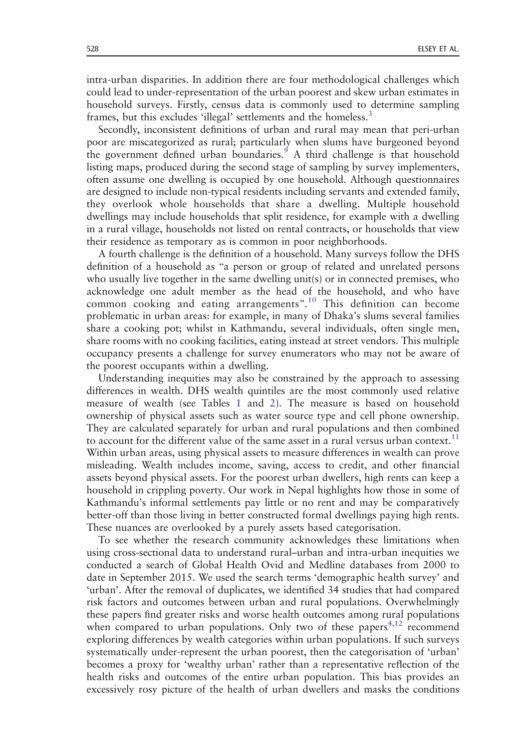intra-urban disparities. In addition there are four methodological challenges which could lead to under-representation of the urban poorest and skew urban estimates in household surveys. Firstly, census data is commonly used to determine sampling frames, but this excludes 'illegal' settlements and the homeless.[3]

Secondly, inconsistent definitions of urban and rural may mean that peri-urban poor are miscategorized as rural; particularly when slums have burgeoned beyond the government defined urban boundaries.[9] A third challenge is that household listing maps, produced during the second stage of sampling by survey implementers, often assume one dwelling is occupied by one household. Although questionnaires are designed to include non-typical residents including servants and extended family, they overlook whole households that share a dwelling. Multiple household dwellings may include households that split residence, for example with a dwelling in a rural village, households not listed on rental contracts, or households that view their residence as temporary as is common in poor neighborhoods.

A fourth challenge is the definition of a household. Many surveys follow the DHS definition of a household as "a person or group of related and unrelated persons who usually live together in the same dwelling unit(s) or in connected premises, who acknowledge one adult member as the head of the household, and who have common cooking and eating arrangements".[10] This definition can become problematic in urban areas: for example, in many of Dhaka's slums several families share a cooking pot; whilst in Kathmandu, several individuals, often single men, share rooms with no cooking facilities, eating instead at street vendors. This multiple occupancy presents a challenge for survey enumerators who may not be aware of the poorest occupants within a dwelling.

Understanding inequities may also be constrained by the approach to assessing differences in wealth. DHS wealth quintiles are the most commonly used relative measure of wealth (see Tables 1 and 2). The measure is based on household ownership of physical assets such as water source type and cell phone ownership. They are calculated separately for urban and rural populations and then combined to account for the different value of the same asset in a rural versus urban context.[11] Within urban areas, using physical assets to measure differences in wealth can prove misleading. Wealth includes income, saving, access to credit, and other financial assets beyond physical assets. For the poorest urban dwellers, high rents can keep a household in crippling poverty. Our work in Nepal highlights how those in some of Kathmandu's informal settlements pay little or no rent and may be comparatively better-off than those living in better constructed formal dwellings paying high rents. These nuances are overlooked by a purely assets based categorisation.

To see whether the research community acknowledges these limitations when using cross-sectional data to understand rural–urban and intra-urban inequities we conducted a search of Global Health Ovid and Medline databases from 2000 to date in September 2015. We used the search terms 'demographic health survey' and 'urban'. After the removal of duplicates, we identified 34 studies that had compared risk factors and outcomes between urban and rural populations. Overwhelmingly these papers find greater risks and worse health outcomes among rural populations when compared to urban populations. Only two of these papers[4,12] recommend exploring differences by wealth categories within urban populations. If such surveys systematically under-represent the urban poorest, then the categorisation of 'urban' becomes a proxy for 'wealthy urban' rather than a representative reflection of the health risks and outcomes of the entire urban population. This bias provides an excessively rosy picture of the health of urban dwellers and masks the conditions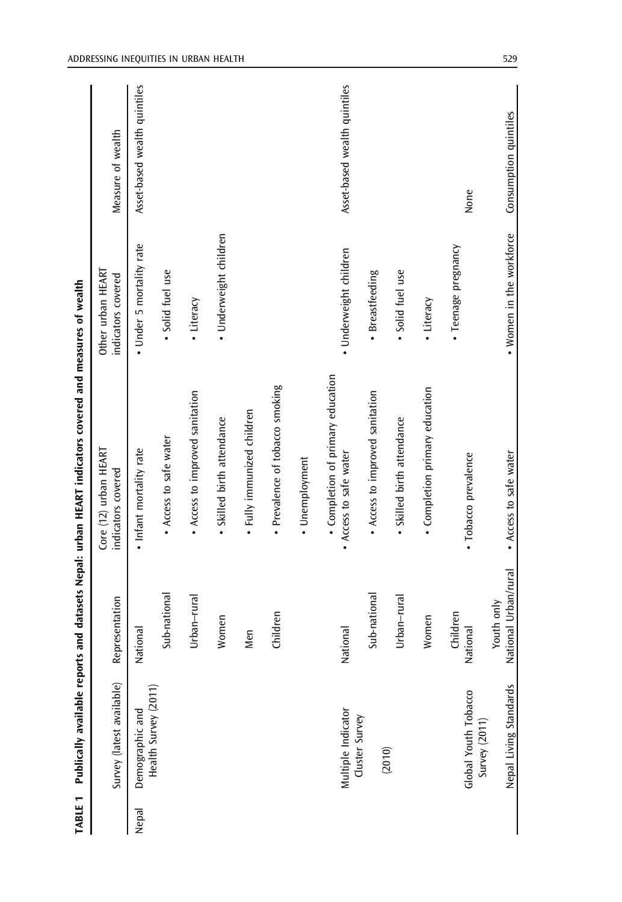**TABLE 1 Publically available reports and datasets Nepal: urban HEART indicators covered and measures of wealth**

| | Survey (latest available) | Representation | Core (12) urban HEART indicators covered | Other urban HEART indicators covered | Measure of wealth |
|---|---|---|---|---|---|
| Nepal | Demographic and Health Survey (2011) | National | • Infant mortality rate | • Under 5 mortality rate | Asset-based wealth quintiles |
| | | Sub-national | • Access to safe water | • Solid fuel use | |
| | | Urban–rural | • Access to improved sanitation | • Literacy | |
| | | Women | • Skilled birth attendance | • Underweight children | |
| | | Men | • Fully immunized children | | |
| | | Children | • Prevalence of tobacco smoking | | |
| | | | • Unemployment | | |
| | | | • Completion of primary education | | |
| | Multiple Indicator Cluster Survey (2010) | National | • Access to safe water | • Underweight children | Asset-based wealth quintiles |
| | | Sub-national | • Access to improved sanitation | • Breastfeeding | |
| | | Urban–rural | • Skilled birth attendance | • Solid fuel use | |
| | | Women | • Completion primary education | • Literacy | |
| | | Children | | • Teenage pregnancy | |
| | Global Youth Tobacco Survey (2011) | National Youth only | • Tobacco prevalence | | None |
| | Nepal Living Standards | National Urban/rural | • Access to safe water | • Women in the workforce | Consumption quintiles |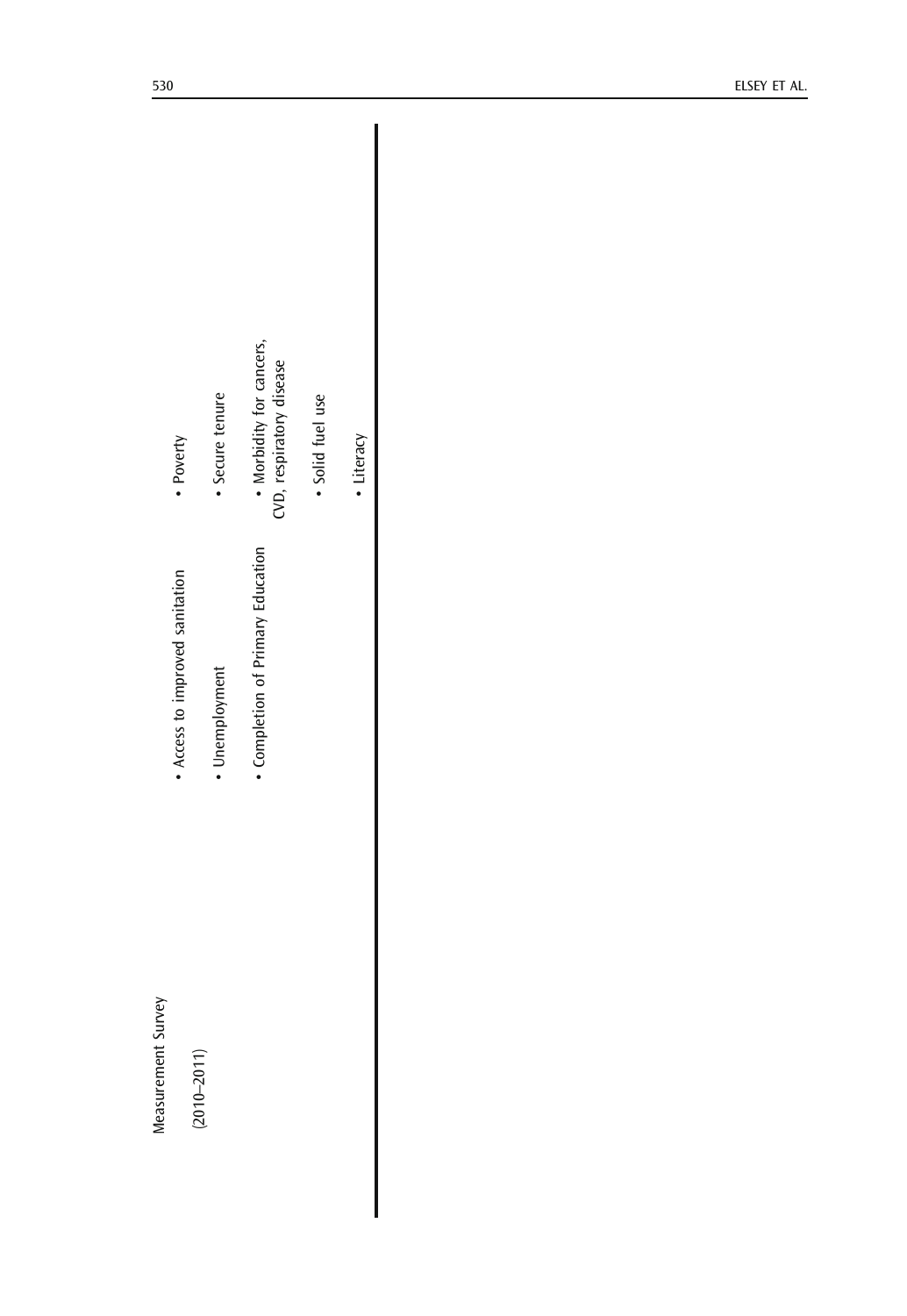| | | |
|---|---|---|
| Measurement Survey (2010–2011) | • Access to improved sanitation | • Poverty |
| | • Unemployment | • Secure tenure |
| | • Completion of Primary Education | • Morbidity for cancers, CVD, respiratory disease |
| | | • Solid fuel use |
| | | • Literacy |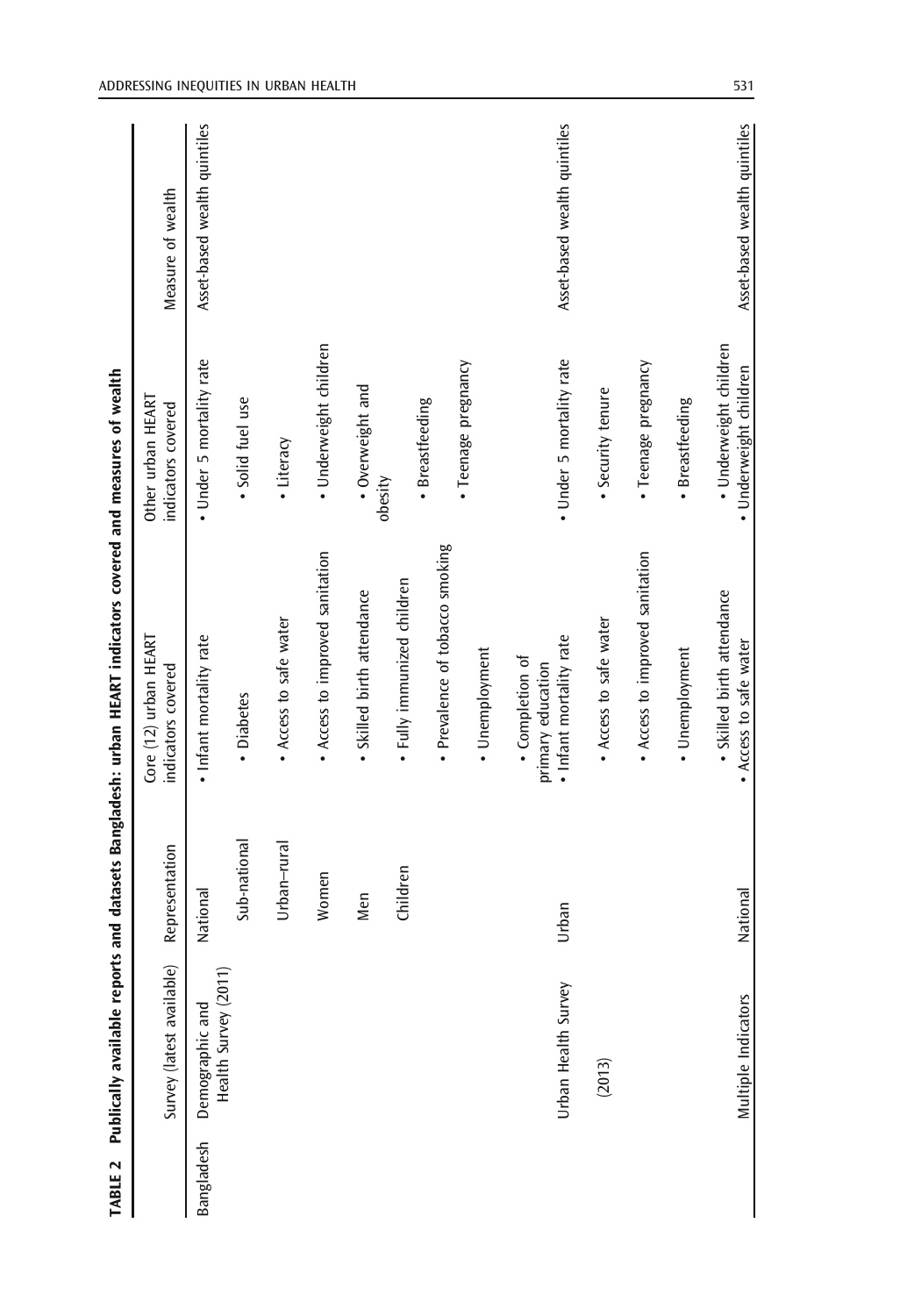**TABLE 2 Publically available reports and datasets Bangladesh: urban HEART indicators covered and measures of wealth**

| | Survey (latest available) | Representation | Core (12) urban HEART indicators covered | Other urban HEART indicators covered | Measure of wealth |
|---|---|---|---|---|---|
| Bangladesh | Demographic and Health Survey (2011) | National | • Infant mortality rate | • Under 5 mortality rate | Asset-based wealth quintiles |
| | | Sub-national | • Diabetes | • Solid fuel use | |
| | | Urban–rural | • Access to safe water | • Literacy | |
| | | Women | • Access to improved sanitation | • Underweight children | |
| | | Men | • Skilled birth attendance | • Overweight and obesity | |
| | | Children | • Fully immunized children | • Breastfeeding | |
| | | | • Prevalence of tobacco smoking | • Teenage pregnancy | |
| | | | • Unemployment | | |
| | | | • Completion of primary education | | |
| | Urban Health Survey (2013) | Urban | • Infant mortality rate | • Under 5 mortality rate | Asset-based wealth quintiles |
| | | | • Access to safe water | • Security tenure | |
| | | | • Access to improved sanitation | • Teenage pregnancy | |
| | | | • Unemployment | • Breastfeeding | |
| | | | • Skilled birth attendance | • Underweight children | |
| | Multiple Indicators | National | • Access to safe water | • Underweight children | Asset-based wealth quintiles |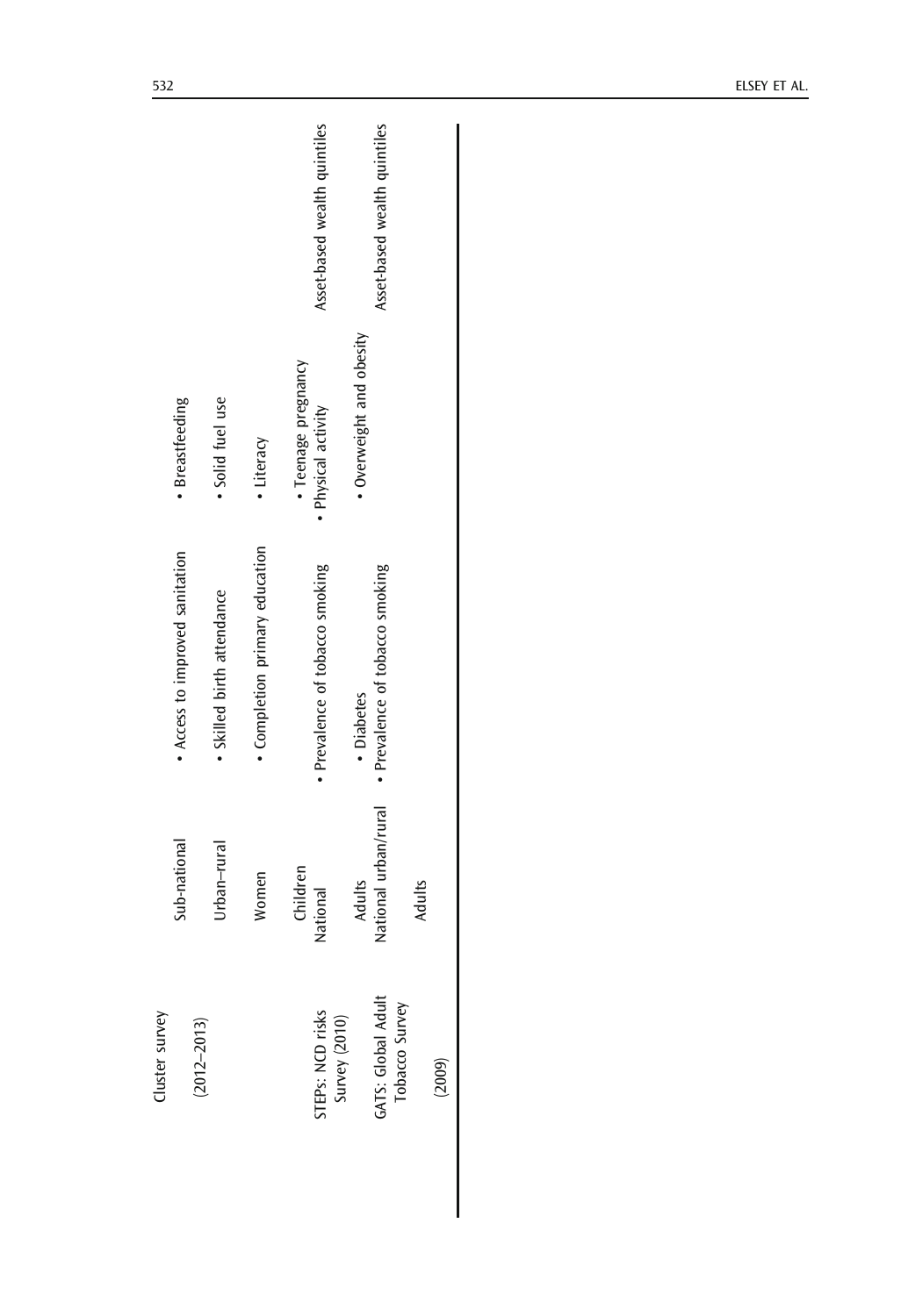| | | | | |
|---|---|---|---|---|
| Cluster survey (2012–2013) | Sub-national<br>Urban–rural<br>Women<br>Children | • Access to improved sanitation<br>• Skilled birth attendance<br>• Completion primary education | • Breastfeeding<br>• Solid fuel use<br>• Literacy<br>• Teenage pregnancy | |
| STEPs: NCD risks Survey (2010) | National<br>Adults | • Prevalence of tobacco smoking<br>• Diabetes | • Physical activity<br>• Overweight and obesity | Asset-based wealth quintiles |
| GATS: Global Adult Tobacco Survey (2009) | National urban/rural<br>Adults | • Prevalence of tobacco smoking | | Asset-based wealth quintiles |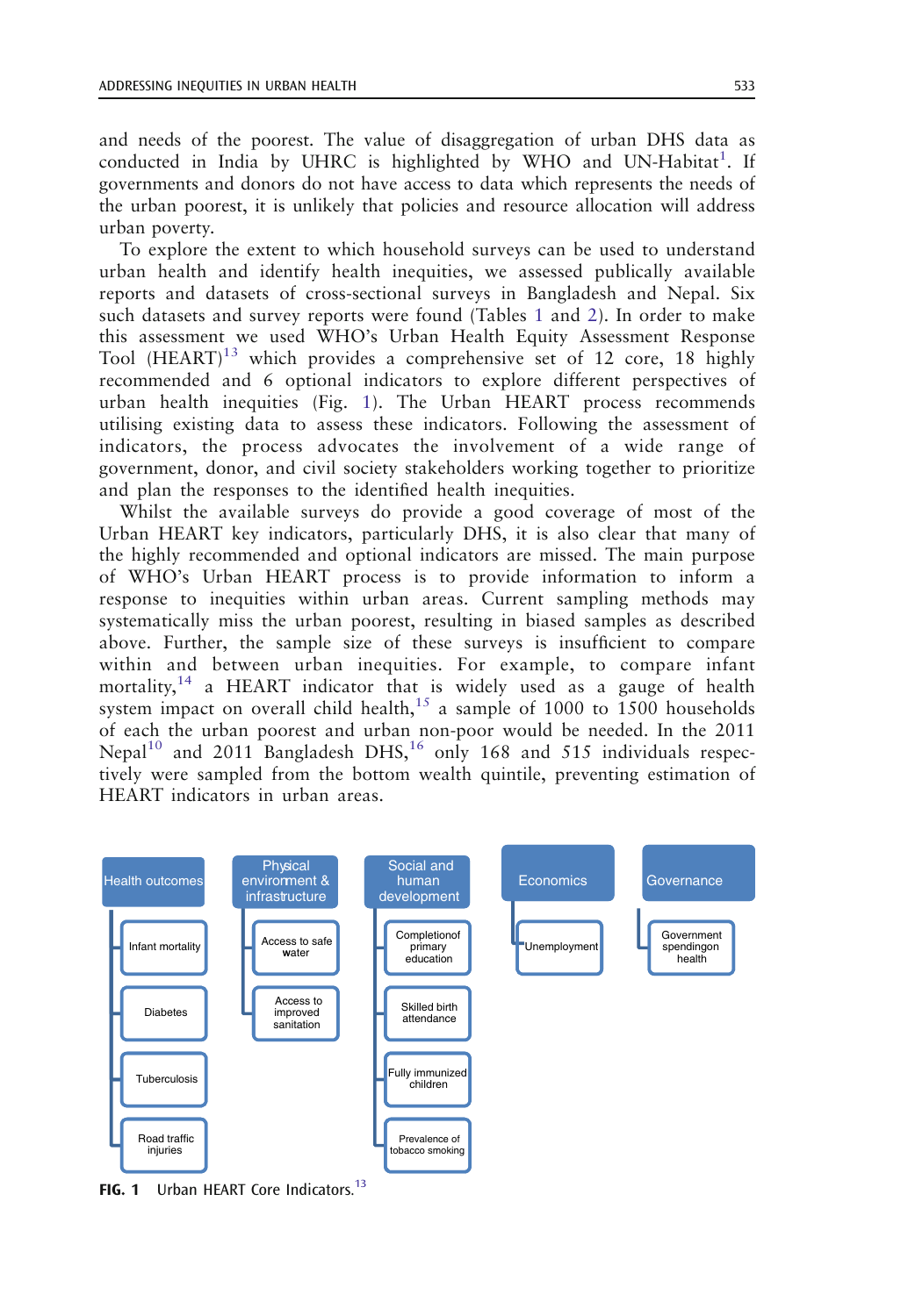and needs of the poorest. The value of disaggregation of urban DHS data as conducted in India by UHRC is highlighted by WHO and UN-Habitat[1]. If governments and donors do not have access to data which represents the needs of the urban poorest, it is unlikely that policies and resource allocation will address urban poverty.

To explore the extent to which household surveys can be used to understand urban health and identify health inequities, we assessed publically available reports and datasets of cross-sectional surveys in Bangladesh and Nepal. Six such datasets and survey reports were found (Tables 1 and 2). In order to make this assessment we used WHO's Urban Health Equity Assessment Response Tool (HEART)[13] which provides a comprehensive set of 12 core, 18 highly recommended and 6 optional indicators to explore different perspectives of urban health inequities (Fig. 1). The Urban HEART process recommends utilising existing data to assess these indicators. Following the assessment of indicators, the process advocates the involvement of a wide range of government, donor, and civil society stakeholders working together to prioritize and plan the responses to the identified health inequities.

Whilst the available surveys do provide a good coverage of most of the Urban HEART key indicators, particularly DHS, it is also clear that many of the highly recommended and optional indicators are missed. The main purpose of WHO's Urban HEART process is to provide information to inform a response to inequities within urban areas. Current sampling methods may systematically miss the urban poorest, resulting in biased samples as described above. Further, the sample size of these surveys is insufficient to compare within and between urban inequities. For example, to compare infant mortality,[14] a HEART indicator that is widely used as a gauge of health system impact on overall child health,[15] a sample of 1000 to 1500 households of each the urban poorest and urban non-poor would be needed. In the 2011 Nepal[10] and 2011 Bangladesh DHS,[16] only 168 and 515 individuals respectively were sampled from the bottom wealth quintile, preventing estimation of HEART indicators in urban areas.

- **Health outcomes**
  - Infant mortality
  - Diabetes
  - Tuberculosis
  - Road traffic injuries
- **Physical environment & infrastructure**
  - Access to safe water
  - Access to improved sanitation
- **Social and human development**
  - Completionof primary education
  - Skilled birth attendance
  - Fully immunized children
  - Prevalence of tobacco smoking
- **Economics**
  - Unemployment
- **Governance**
  - Government spendingon health

**FIG. 1** Urban HEART Core Indicators.[13]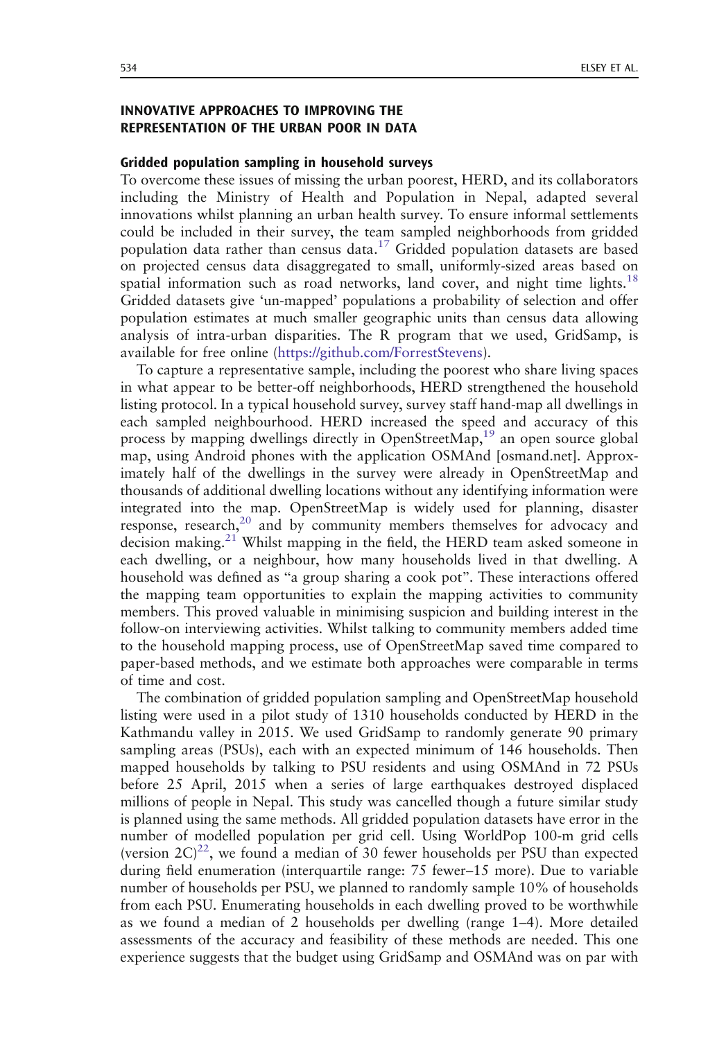## INNOVATIVE APPROACHES TO IMPROVING THE REPRESENTATION OF THE URBAN POOR IN DATA

### Gridded population sampling in household surveys

To overcome these issues of missing the urban poorest, HERD, and its collaborators including the Ministry of Health and Population in Nepal, adapted several innovations whilst planning an urban health survey. To ensure informal settlements could be included in their survey, the team sampled neighborhoods from gridded population data rather than census data.[17] Gridded population datasets are based on projected census data disaggregated to small, uniformly-sized areas based on spatial information such as road networks, land cover, and night time lights.[18] Gridded datasets give 'un-mapped' populations a probability of selection and offer population estimates at much smaller geographic units than census data allowing analysis of intra-urban disparities. The R program that we used, GridSamp, is available for free online (https://github.com/ForrestStevens).

To capture a representative sample, including the poorest who share living spaces in what appear to be better-off neighborhoods, HERD strengthened the household listing protocol. In a typical household survey, survey staff hand-map all dwellings in each sampled neighbourhood. HERD increased the speed and accuracy of this process by mapping dwellings directly in OpenStreetMap,[19] an open source global map, using Android phones with the application OSMAnd [osmand.net]. Approximately half of the dwellings in the survey were already in OpenStreetMap and thousands of additional dwelling locations without any identifying information were integrated into the map. OpenStreetMap is widely used for planning, disaster response, research,[20] and by community members themselves for advocacy and decision making.[21] Whilst mapping in the field, the HERD team asked someone in each dwelling, or a neighbour, how many households lived in that dwelling. A household was defined as "a group sharing a cook pot". These interactions offered the mapping team opportunities to explain the mapping activities to community members. This proved valuable in minimising suspicion and building interest in the follow-on interviewing activities. Whilst talking to community members added time to the household mapping process, use of OpenStreetMap saved time compared to paper-based methods, and we estimate both approaches were comparable in terms of time and cost.

The combination of gridded population sampling and OpenStreetMap household listing were used in a pilot study of 1310 households conducted by HERD in the Kathmandu valley in 2015. We used GridSamp to randomly generate 90 primary sampling areas (PSUs), each with an expected minimum of 146 households. Then mapped households by talking to PSU residents and using OSMAnd in 72 PSUs before 25 April, 2015 when a series of large earthquakes destroyed displaced millions of people in Nepal. This study was cancelled though a future similar study is planned using the same methods. All gridded population datasets have error in the number of modelled population per grid cell. Using WorldPop 100-m grid cells (version 2C)[22], we found a median of 30 fewer households per PSU than expected during field enumeration (interquartile range: 75 fewer–15 more). Due to variable number of households per PSU, we planned to randomly sample 10% of households from each PSU. Enumerating households in each dwelling proved to be worthwhile as we found a median of 2 households per dwelling (range 1–4). More detailed assessments of the accuracy and feasibility of these methods are needed. This one experience suggests that the budget using GridSamp and OSMAnd was on par with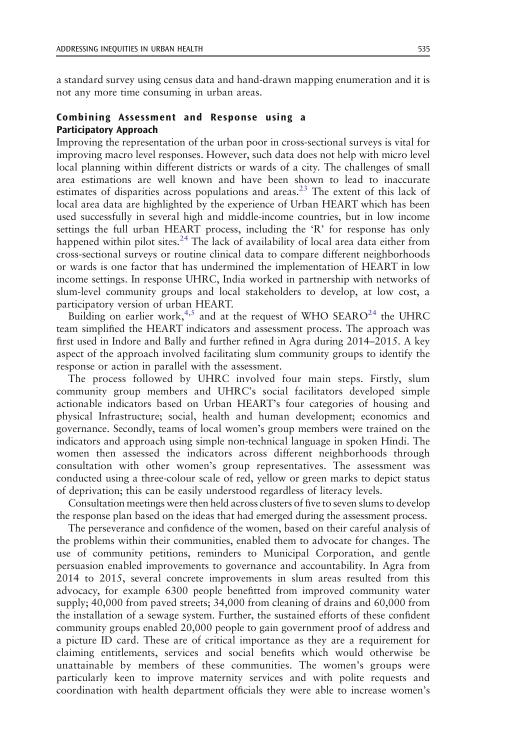a standard survey using census data and hand-drawn mapping enumeration and it is not any more time consuming in urban areas.

### Combining Assessment and Response using a Participatory Approach

Improving the representation of the urban poor in cross-sectional surveys is vital for improving macro level responses. However, such data does not help with micro level local planning within different districts or wards of a city. The challenges of small area estimations are well known and have been shown to lead to inaccurate estimates of disparities across populations and areas.[23] The extent of this lack of local area data are highlighted by the experience of Urban HEART which has been used successfully in several high and middle-income countries, but in low income settings the full urban HEART process, including the 'R' for response has only happened within pilot sites.[24] The lack of availability of local area data either from cross-sectional surveys or routine clinical data to compare different neighborhoods or wards is one factor that has undermined the implementation of HEART in low income settings. In response UHRC, India worked in partnership with networks of slum-level community groups and local stakeholders to develop, at low cost, a participatory version of urban HEART.

Building on earlier work,[4,5] and at the request of WHO SEARO[24] the UHRC team simplified the HEART indicators and assessment process. The approach was first used in Indore and Bally and further refined in Agra during 2014–2015. A key aspect of the approach involved facilitating slum community groups to identify the response or action in parallel with the assessment.

The process followed by UHRC involved four main steps. Firstly, slum community group members and UHRC's social facilitators developed simple actionable indicators based on Urban HEART's four categories of housing and physical Infrastructure; social, health and human development; economics and governance. Secondly, teams of local women's group members were trained on the indicators and approach using simple non-technical language in spoken Hindi. The women then assessed the indicators across different neighborhoods through consultation with other women's group representatives. The assessment was conducted using a three-colour scale of red, yellow or green marks to depict status of deprivation; this can be easily understood regardless of literacy levels.

Consultation meetings were then held across clusters of five to seven slums to develop the response plan based on the ideas that had emerged during the assessment process.

The perseverance and confidence of the women, based on their careful analysis of the problems within their communities, enabled them to advocate for changes. The use of community petitions, reminders to Municipal Corporation, and gentle persuasion enabled improvements to governance and accountability. In Agra from 2014 to 2015, several concrete improvements in slum areas resulted from this advocacy, for example 6300 people benefitted from improved community water supply; 40,000 from paved streets; 34,000 from cleaning of drains and 60,000 from the installation of a sewage system. Further, the sustained efforts of these confident community groups enabled 20,000 people to gain government proof of address and a picture ID card. These are of critical importance as they are a requirement for claiming entitlements, services and social benefits which would otherwise be unattainable by members of these communities. The women's groups were particularly keen to improve maternity services and with polite requests and coordination with health department officials they were able to increase women's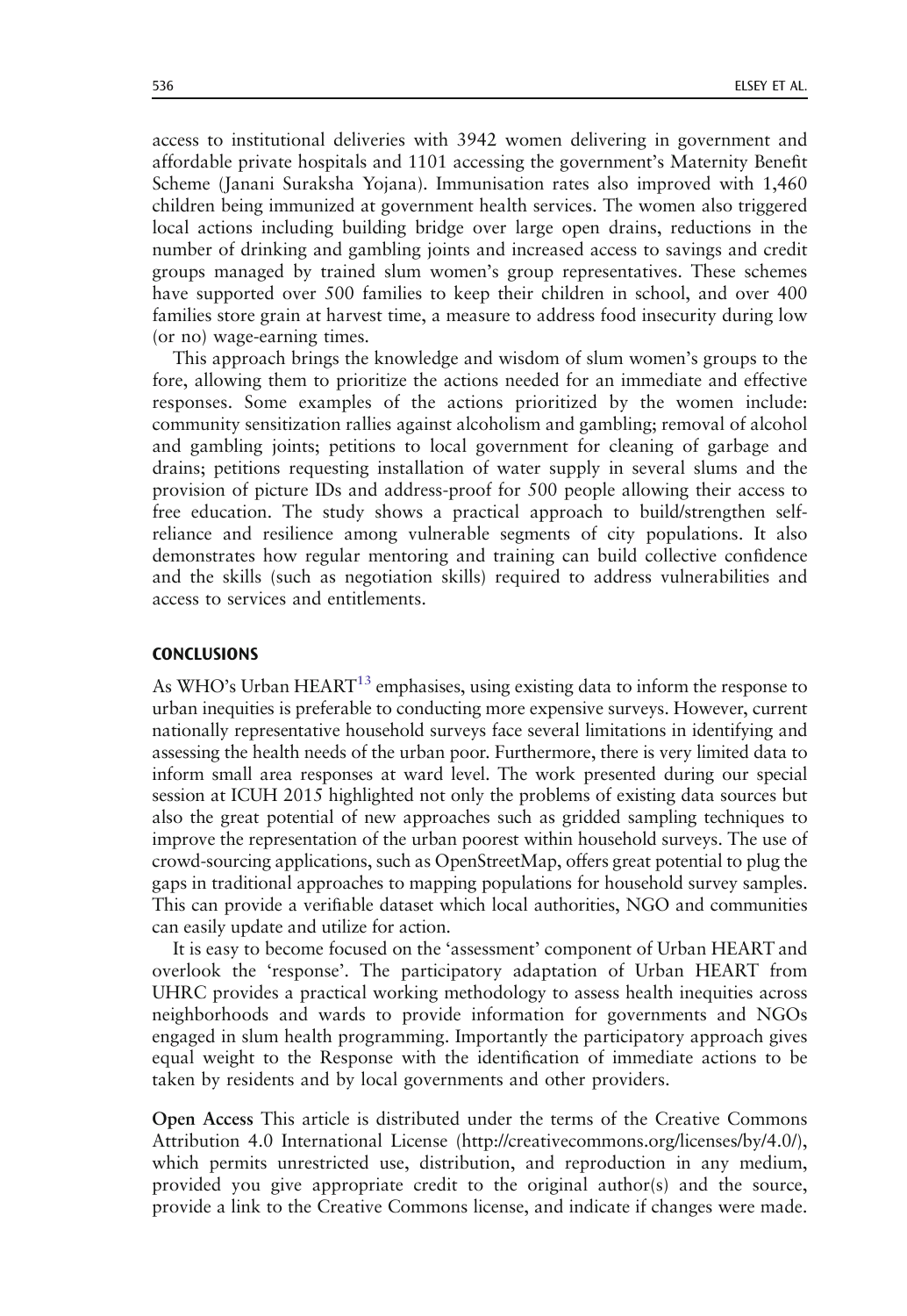access to institutional deliveries with 3942 women delivering in government and affordable private hospitals and 1101 accessing the government's Maternity Benefit Scheme (Janani Suraksha Yojana). Immunisation rates also improved with 1,460 children being immunized at government health services. The women also triggered local actions including building bridge over large open drains, reductions in the number of drinking and gambling joints and increased access to savings and credit groups managed by trained slum women's group representatives. These schemes have supported over 500 families to keep their children in school, and over 400 families store grain at harvest time, a measure to address food insecurity during low (or no) wage-earning times.

This approach brings the knowledge and wisdom of slum women's groups to the fore, allowing them to prioritize the actions needed for an immediate and effective responses. Some examples of the actions prioritized by the women include: community sensitization rallies against alcoholism and gambling; removal of alcohol and gambling joints; petitions to local government for cleaning of garbage and drains; petitions requesting installation of water supply in several slums and the provision of picture IDs and address-proof for 500 people allowing their access to free education. The study shows a practical approach to build/strengthen self-reliance and resilience among vulnerable segments of city populations. It also demonstrates how regular mentoring and training can build collective confidence and the skills (such as negotiation skills) required to address vulnerabilities and access to services and entitlements.

## CONCLUSIONS

As WHO's Urban HEART[13] emphasises, using existing data to inform the response to urban inequities is preferable to conducting more expensive surveys. However, current nationally representative household surveys face several limitations in identifying and assessing the health needs of the urban poor. Furthermore, there is very limited data to inform small area responses at ward level. The work presented during our special session at ICUH 2015 highlighted not only the problems of existing data sources but also the great potential of new approaches such as gridded sampling techniques to improve the representation of the urban poorest within household surveys. The use of crowd-sourcing applications, such as OpenStreetMap, offers great potential to plug the gaps in traditional approaches to mapping populations for household survey samples. This can provide a verifiable dataset which local authorities, NGO and communities can easily update and utilize for action.

It is easy to become focused on the 'assessment' component of Urban HEART and overlook the 'response'. The participatory adaptation of Urban HEART from UHRC provides a practical working methodology to assess health inequities across neighborhoods and wards to provide information for governments and NGOs engaged in slum health programming. Importantly the participatory approach gives equal weight to the Response with the identification of immediate actions to be taken by residents and by local governments and other providers.

**Open Access** This article is distributed under the terms of the Creative Commons Attribution 4.0 International License (http://creativecommons.org/licenses/by/4.0/), which permits unrestricted use, distribution, and reproduction in any medium, provided you give appropriate credit to the original author(s) and the source, provide a link to the Creative Commons license, and indicate if changes were made.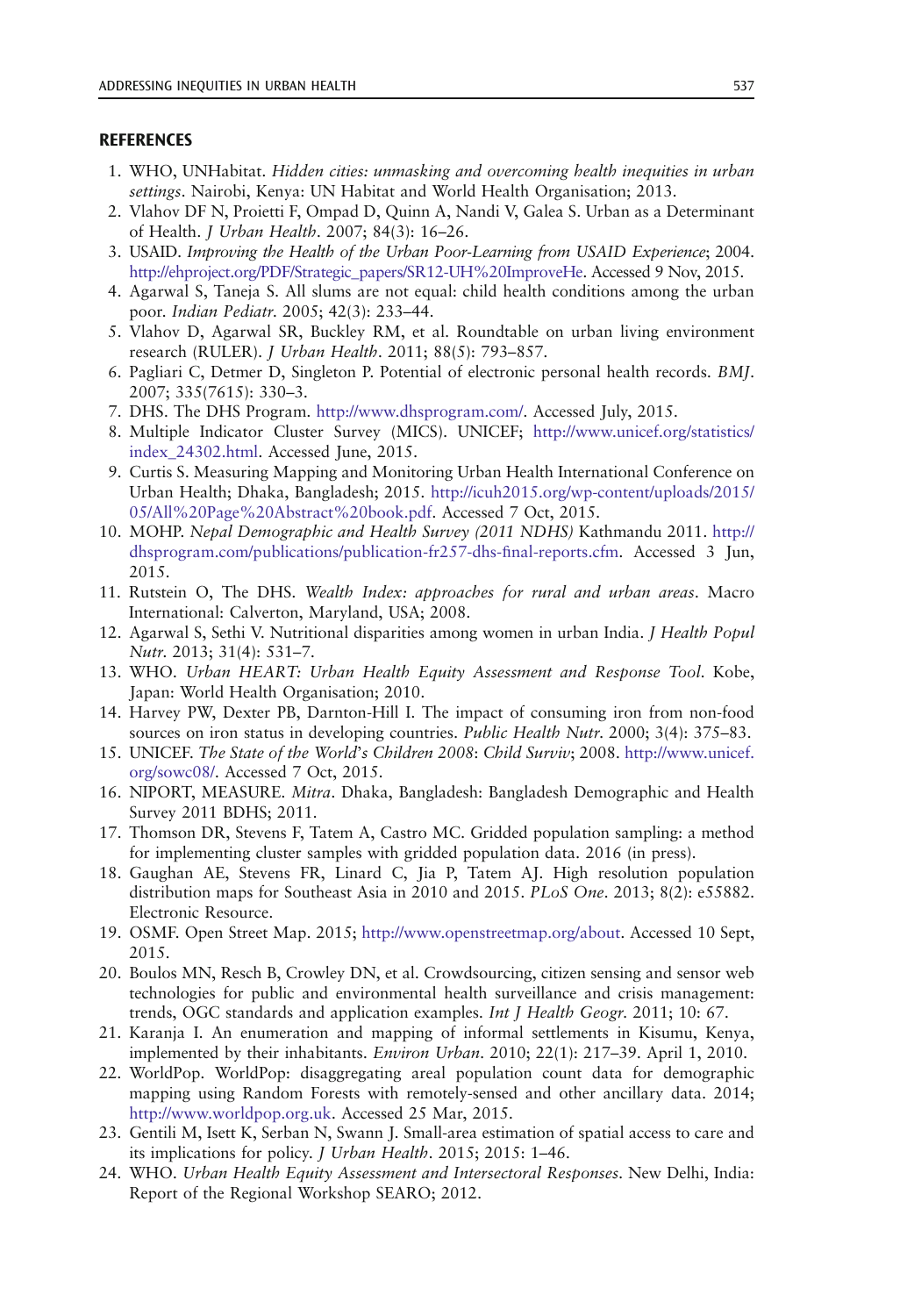## REFERENCES

1. WHO, UNHabitat. *Hidden cities: unmasking and overcoming health inequities in urban settings*. Nairobi, Kenya: UN Habitat and World Health Organisation; 2013.
2. Vlahov DF N, Proietti F, Ompad D, Quinn A, Nandi V, Galea S. Urban as a Determinant of Health. *J Urban Health*. 2007; 84(3): 16–26.
3. USAID. *Improving the Health of the Urban Poor-Learning from USAID Experience*; 2004. http://ehproject.org/PDF/Strategic_papers/SR12-UH%20ImproveHe. Accessed 9 Nov, 2015.
4. Agarwal S, Taneja S. All slums are not equal: child health conditions among the urban poor. *Indian Pediatr*. 2005; 42(3): 233–44.
5. Vlahov D, Agarwal SR, Buckley RM, et al. Roundtable on urban living environment research (RULER). *J Urban Health*. 2011; 88(5): 793–857.
6. Pagliari C, Detmer D, Singleton P. Potential of electronic personal health records. *BMJ*. 2007; 335(7615): 330–3.
7. DHS. The DHS Program. http://www.dhsprogram.com/. Accessed July, 2015.
8. Multiple Indicator Cluster Survey (MICS). UNICEF; http://www.unicef.org/statistics/index_24302.html. Accessed June, 2015.
9. Curtis S. Measuring Mapping and Monitoring Urban Health International Conference on Urban Health; Dhaka, Bangladesh; 2015. http://icuh2015.org/wp-content/uploads/2015/05/All%20Page%20Abstract%20book.pdf. Accessed 7 Oct, 2015.
10. MOHP. *Nepal Demographic and Health Survey (2011 NDHS)* Kathmandu 2011. http://dhsprogram.com/publications/publication-fr257-dhs-final-reports.cfm. Accessed 3 Jun, 2015.
11. Rutstein O, The DHS. *Wealth Index: approaches for rural and urban areas*. Macro International: Calverton, Maryland, USA; 2008.
12. Agarwal S, Sethi V. Nutritional disparities among women in urban India. *J Health Popul Nutr*. 2013; 31(4): 531–7.
13. WHO. *Urban HEART: Urban Health Equity Assessment and Response Tool*. Kobe, Japan: World Health Organisation; 2010.
14. Harvey PW, Dexter PB, Darnton-Hill I. The impact of consuming iron from non-food sources on iron status in developing countries. *Public Health Nutr*. 2000; 3(4): 375–83.
15. UNICEF. *The State of the World's Children 2008: Child Surviv*; 2008. http://www.unicef.org/sowc08/. Accessed 7 Oct, 2015.
16. NIPORT, MEASURE. *Mitra*. Dhaka, Bangladesh: Bangladesh Demographic and Health Survey 2011 BDHS; 2011.
17. Thomson DR, Stevens F, Tatem A, Castro MC. Gridded population sampling: a method for implementing cluster samples with gridded population data. 2016 (in press).
18. Gaughan AE, Stevens FR, Linard C, Jia P, Tatem AJ. High resolution population distribution maps for Southeast Asia in 2010 and 2015. *PLoS One*. 2013; 8(2): e55882. Electronic Resource.
19. OSMF. Open Street Map. 2015; http://www.openstreetmap.org/about. Accessed 10 Sept, 2015.
20. Boulos MN, Resch B, Crowley DN, et al. Crowdsourcing, citizen sensing and sensor web technologies for public and environmental health surveillance and crisis management: trends, OGC standards and application examples. *Int J Health Geogr*. 2011; 10: 67.
21. Karanja I. An enumeration and mapping of informal settlements in Kisumu, Kenya, implemented by their inhabitants. *Environ Urban*. 2010; 22(1): 217–39. April 1, 2010.
22. WorldPop. WorldPop: disaggregating areal population count data for demographic mapping using Random Forests with remotely-sensed and other ancillary data. 2014; http://www.worldpop.org.uk. Accessed 25 Mar, 2015.
23. Gentili M, Isett K, Serban N, Swann J. Small-area estimation of spatial access to care and its implications for policy. *J Urban Health*. 2015; 2015: 1–46.
24. WHO. *Urban Health Equity Assessment and Intersectoral Responses*. New Delhi, India: Report of the Regional Workshop SEARO; 2012.